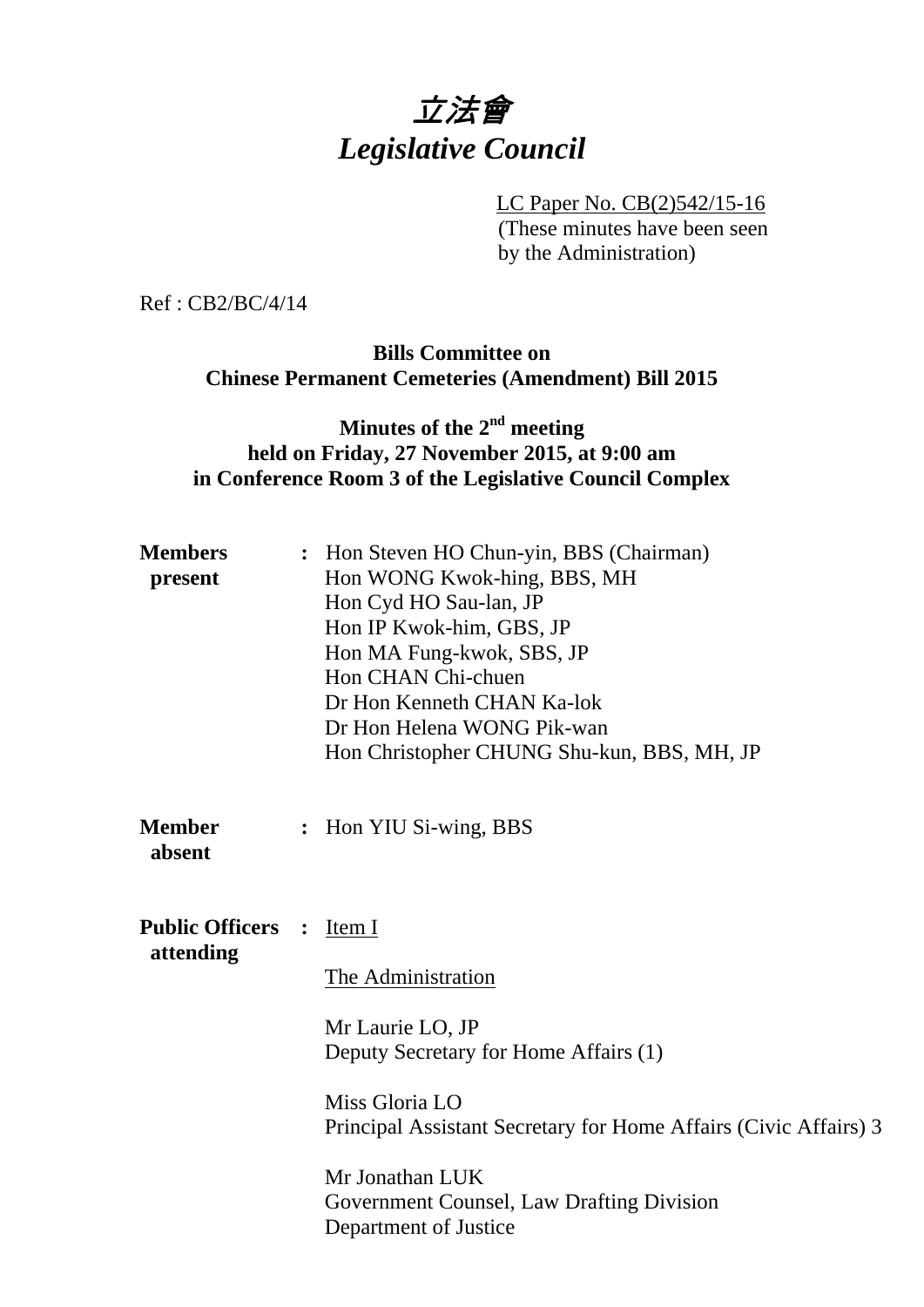# *立法會*
# *Legislative Council*

LC Paper No. CB(2)542/15-16
(These minutes have been seen by the Administration)

Ref : CB2/BC/4/14

**Bills Committee on Chinese Permanent Cemeteries (Amendment) Bill 2015**

**Minutes of the 2nd meeting held on Friday, 27 November 2015, at 9:00 am in Conference Room 3 of the Legislative Council Complex**

**Members present** : Hon Steven HO Chun-yin, BBS (Chairman)
Hon WONG Kwok-hing, BBS, MH
Hon Cyd HO Sau-lan, JP
Hon IP Kwok-him, GBS, JP
Hon MA Fung-kwok, SBS, JP
Hon CHAN Chi-chuen
Dr Hon Kenneth CHAN Ka-lok
Dr Hon Helena WONG Pik-wan
Hon Christopher CHUNG Shu-kun, BBS, MH, JP

**Member absent** : Hon YIU Si-wing, BBS

**Public Officers attending** : Item I

The Administration

Mr Laurie LO, JP
Deputy Secretary for Home Affairs (1)

Miss Gloria LO
Principal Assistant Secretary for Home Affairs (Civic Affairs) 3

Mr Jonathan LUK
Government Counsel, Law Drafting Division
Department of Justice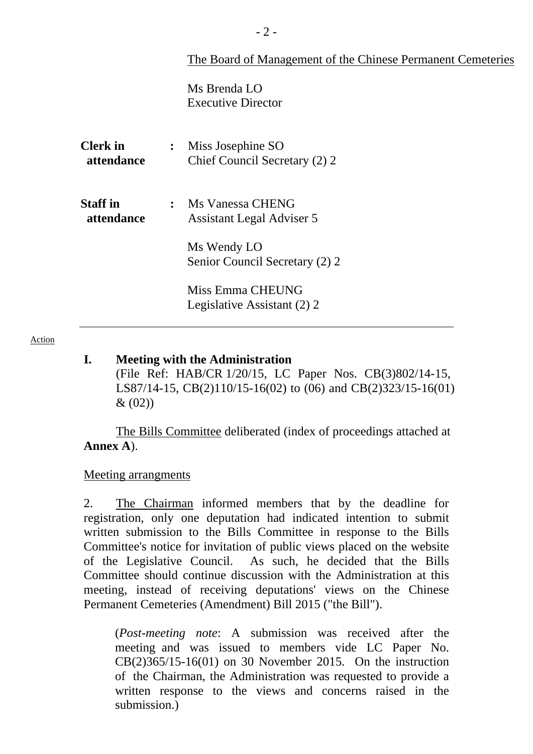The Board of Management of the Chinese Permanent Cemeteries

Ms Brenda LO
Executive Director

| | | |
|---|---|---|
| **Clerk in attendance** | **:** | Miss Josephine SO<br>Chief Council Secretary (2) 2 |
| **Staff in attendance** | **:** | Ms Vanessa CHENG<br>Assistant Legal Adviser 5<br><br>Ms Wendy LO<br>Senior Council Secretary (2) 2<br><br>Miss Emma CHEUNG<br>Legislative Assistant (2) 2 |

---

Action

**I. Meeting with the Administration**
(File Ref: HAB/CR 1/20/15, LC Paper Nos. CB(3)802/14-15, LS87/14-15, CB(2)110/15-16(02) to (06) and CB(2)323/15-16(01) & (02))

The Bills Committee deliberated (index of proceedings attached at **Annex A**).

Meeting arrangments

2. The Chairman informed members that by the deadline for registration, only one deputation had indicated intention to submit written submission to the Bills Committee in response to the Bills Committee's notice for invitation of public views placed on the website of the Legislative Council. As such, he decided that the Bills Committee should continue discussion with the Administration at this meeting, instead of receiving deputations' views on the Chinese Permanent Cemeteries (Amendment) Bill 2015 ("the Bill").

(*Post-meeting note*: A submission was received after the meeting and was issued to members vide LC Paper No. CB(2)365/15-16(01) on 30 November 2015. On the instruction of the Chairman, the Administration was requested to provide a written response to the views and concerns raised in the submission.)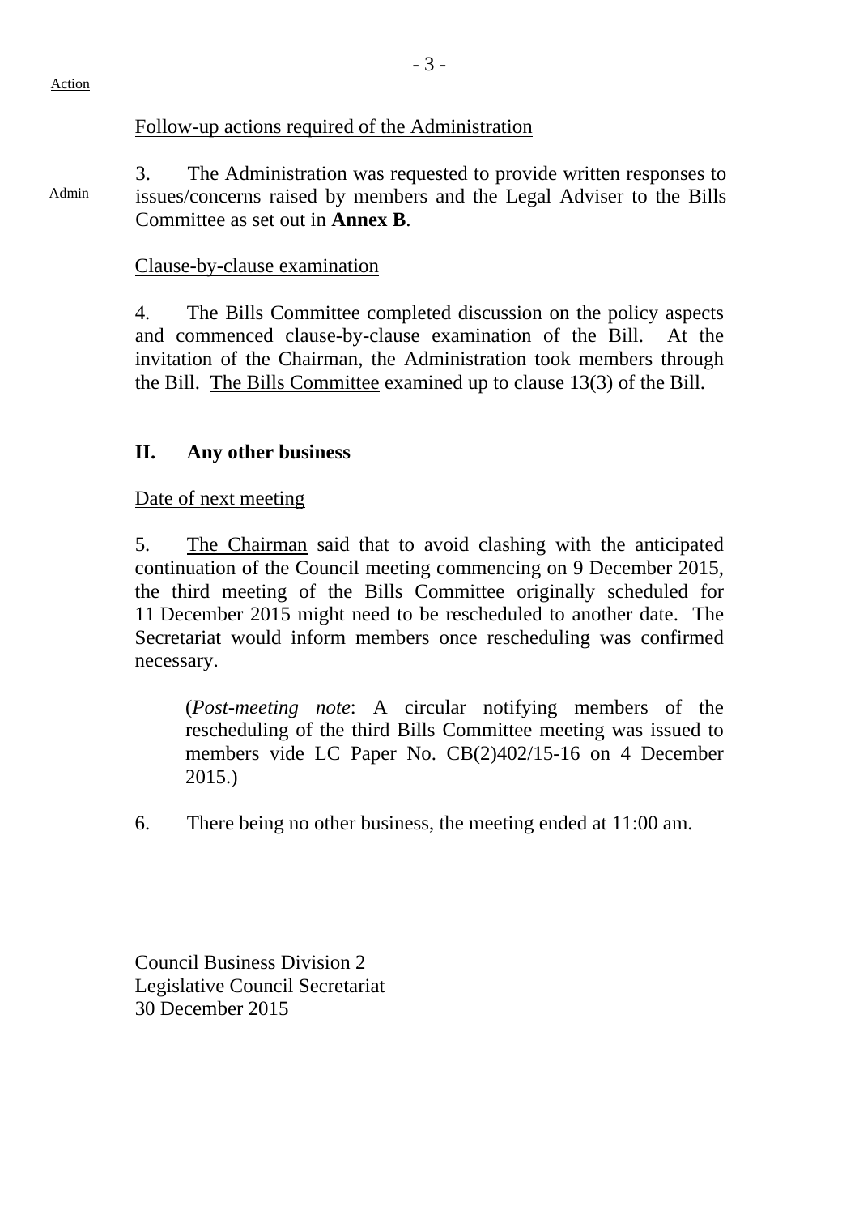Action

Follow-up actions required of the Administration

Admin

3. The Administration was requested to provide written responses to issues/concerns raised by members and the Legal Adviser to the Bills Committee as set out in **Annex B**.

Clause-by-clause examination

4. The Bills Committee completed discussion on the policy aspects and commenced clause-by-clause examination of the Bill. At the invitation of the Chairman, the Administration took members through the Bill. The Bills Committee examined up to clause 13(3) of the Bill.

## II. Any other business

Date of next meeting

5. The Chairman said that to avoid clashing with the anticipated continuation of the Council meeting commencing on 9 December 2015, the third meeting of the Bills Committee originally scheduled for 11 December 2015 might need to be rescheduled to another date. The Secretariat would inform members once rescheduling was confirmed necessary.

> (*Post-meeting note*: A circular notifying members of the rescheduling of the third Bills Committee meeting was issued to members vide LC Paper No. CB(2)402/15-16 on 4 December 2015.)

6. There being no other business, the meeting ended at 11:00 am.

Council Business Division 2
Legislative Council Secretariat
30 December 2015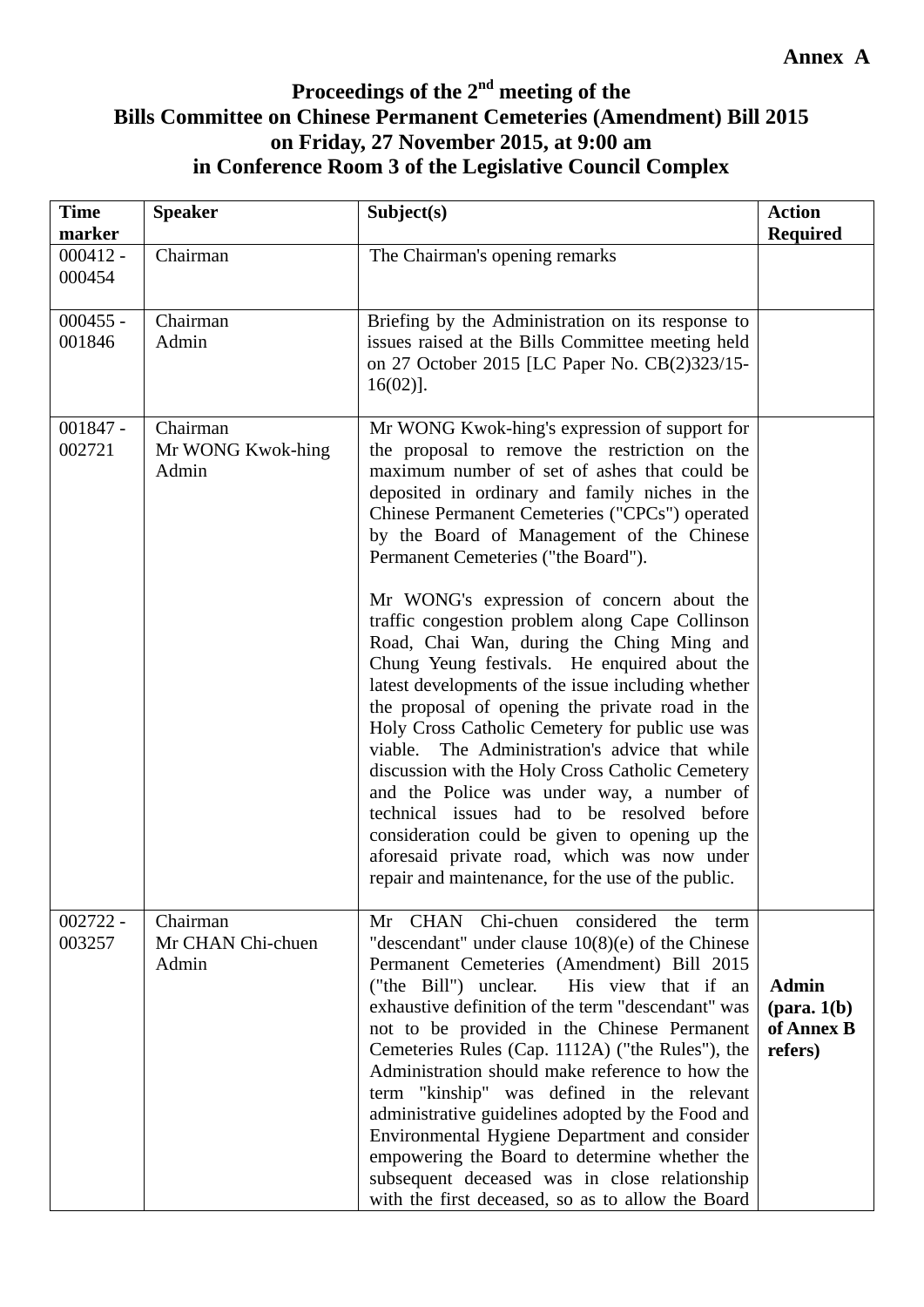**Annex A**

# Proceedings of the 2nd meeting of the Bills Committee on Chinese Permanent Cemeteries (Amendment) Bill 2015 on Friday, 27 November 2015, at 9:00 am in Conference Room 3 of the Legislative Council Complex

| Time marker | Speaker | Subject(s) | Action Required |
|---|---|---|---|
| 000412 - 000454 | Chairman | The Chairman's opening remarks | |
| 000455 - 001846 | Chairman<br>Admin | Briefing by the Administration on its response to issues raised at the Bills Committee meeting held on 27 October 2015 [LC Paper No. CB(2)323/15-16(02)]. | |
| 001847 - 002721 | Chairman<br>Mr WONG Kwok-hing<br>Admin | Mr WONG Kwok-hing's expression of support for the proposal to remove the restriction on the maximum number of set of ashes that could be deposited in ordinary and family niches in the Chinese Permanent Cemeteries ("CPCs") operated by the Board of Management of the Chinese Permanent Cemeteries ("the Board").<br><br>Mr WONG's expression of concern about the traffic congestion problem along Cape Collinson Road, Chai Wan, during the Ching Ming and Chung Yeung festivals. He enquired about the latest developments of the issue including whether the proposal of opening the private road in the Holy Cross Catholic Cemetery for public use was viable. The Administration's advice that while discussion with the Holy Cross Catholic Cemetery and the Police was under way, a number of technical issues had to be resolved before consideration could be given to opening up the aforesaid private road, which was now under repair and maintenance, for the use of the public. | |
| 002722 - 003257 | Chairman<br>Mr CHAN Chi-chuen<br>Admin | Mr CHAN Chi-chuen considered the term "descendant" under clause 10(8)(e) of the Chinese Permanent Cemeteries (Amendment) Bill 2015 ("the Bill") unclear. His view that if an exhaustive definition of the term "descendant" was not to be provided in the Chinese Permanent Cemeteries Rules (Cap. 1112A) ("the Rules"), the Administration should make reference to how the term "kinship" was defined in the relevant administrative guidelines adopted by the Food and Environmental Hygiene Department and consider empowering the Board to determine whether the subsequent deceased was in close relationship with the first deceased, so as to allow the Board | **Admin (para. 1(b) of Annex B refers)** |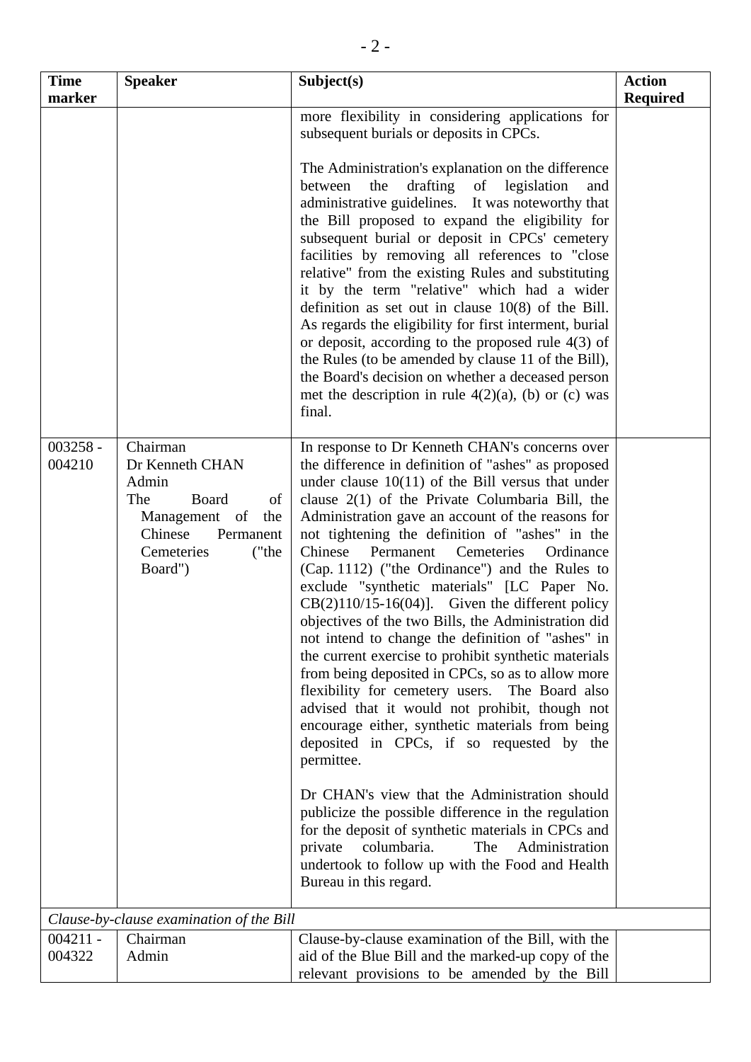| Time marker | Speaker | Subject(s) | Action Required |
|---|---|---|---|
| | | more flexibility in considering applications for subsequent burials or deposits in CPCs.<br><br>The Administration's explanation on the difference between the drafting of legislation and administrative guidelines. It was noteworthy that the Bill proposed to expand the eligibility for subsequent burial or deposit in CPCs' cemetery facilities by removing all references to "close relative" from the existing Rules and substituting it by the term "relative" which had a wider definition as set out in clause 10(8) of the Bill. As regards the eligibility for first interment, burial or deposit, according to the proposed rule 4(3) of the Rules (to be amended by clause 11 of the Bill), the Board's decision on whether a deceased person met the description in rule 4(2)(a), (b) or (c) was final. | |
| 003258 - 004210 | Chairman<br>Dr Kenneth CHAN<br>Admin<br>The Board of Management of the Chinese Permanent Cemeteries ("the Board") | In response to Dr Kenneth CHAN's concerns over the difference in definition of "ashes" as proposed under clause 10(11) of the Bill versus that under clause 2(1) of the Private Columbaria Bill, the Administration gave an account of the reasons for not tightening the definition of "ashes" in the Chinese Permanent Cemeteries Ordinance (Cap. 1112) ("the Ordinance") and the Rules to exclude "synthetic materials" [LC Paper No. CB(2)110/15-16(04)]. Given the different policy objectives of the two Bills, the Administration did not intend to change the definition of "ashes" in the current exercise to prohibit synthetic materials from being deposited in CPCs, so as to allow more flexibility for cemetery users. The Board also advised that it would not prohibit, though not encourage either, synthetic materials from being deposited in CPCs, if so requested by the permittee.<br><br>Dr CHAN's view that the Administration should publicize the possible difference in the regulation for the deposit of synthetic materials in CPCs and private columbaria. The Administration undertook to follow up with the Food and Health Bureau in this regard. | |
| *Clause-by-clause examination of the Bill* | | | |
| 004211 - 004322 | Chairman<br>Admin | Clause-by-clause examination of the Bill, with the aid of the Blue Bill and the marked-up copy of the relevant provisions to be amended by the Bill | |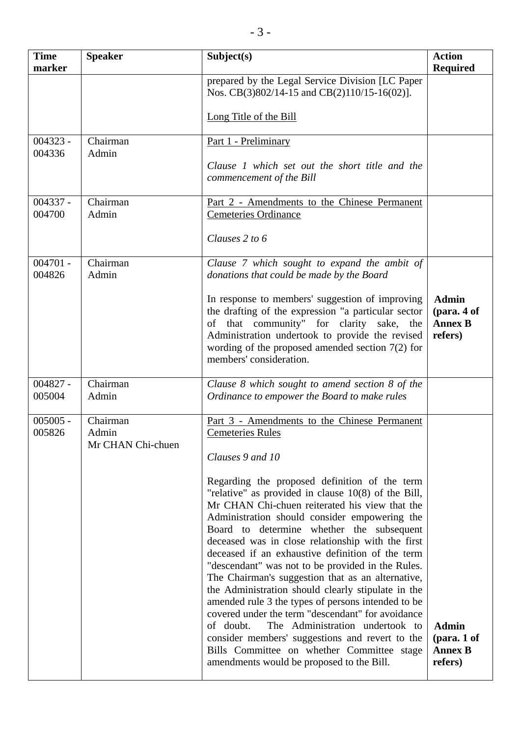| Time marker | Speaker | Subject(s) | Action Required |
|---|---|---|---|
| | | prepared by the Legal Service Division [LC Paper Nos. CB(3)802/14-15 and CB(2)110/15-16(02)].<br><br>Long Title of the Bill | |
| 004323 - 004336 | Chairman<br>Admin | Part 1 - Preliminary<br><br>*Clause 1 which set out the short title and the commencement of the Bill* | |
| 004337 - 004700 | Chairman<br>Admin | Part 2 - Amendments to the Chinese Permanent Cemeteries Ordinance<br><br>*Clauses 2 to 6* | |
| 004701 - 004826 | Chairman<br>Admin | *Clause 7 which sought to expand the ambit of donations that could be made by the Board*<br><br>In response to members' suggestion of improving the drafting of the expression "a particular sector of that community" for clarity sake, the Administration undertook to provide the revised wording of the proposed amended section 7(2) for members' consideration. | **Admin (para. 4 of Annex B refers)** |
| 004827 - 005004 | Chairman<br>Admin | *Clause 8 which sought to amend section 8 of the Ordinance to empower the Board to make rules* | |
| 005005 - 005826 | Chairman<br>Admin<br>Mr CHAN Chi-chuen | Part 3 - Amendments to the Chinese Permanent Cemeteries Rules<br><br>*Clauses 9 and 10*<br><br>Regarding the proposed definition of the term "relative" as provided in clause 10(8) of the Bill, Mr CHAN Chi-chuen reiterated his view that the Administration should consider empowering the Board to determine whether the subsequent deceased was in close relationship with the first deceased if an exhaustive definition of the term "descendant" was not to be provided in the Rules. The Chairman's suggestion that as an alternative, the Administration should clearly stipulate in the amended rule 3 the types of persons intended to be covered under the term "descendant" for avoidance of doubt. The Administration undertook to consider members' suggestions and revert to the Bills Committee on whether Committee stage amendments would be proposed to the Bill. | **Admin (para. 1 of Annex B refers)** |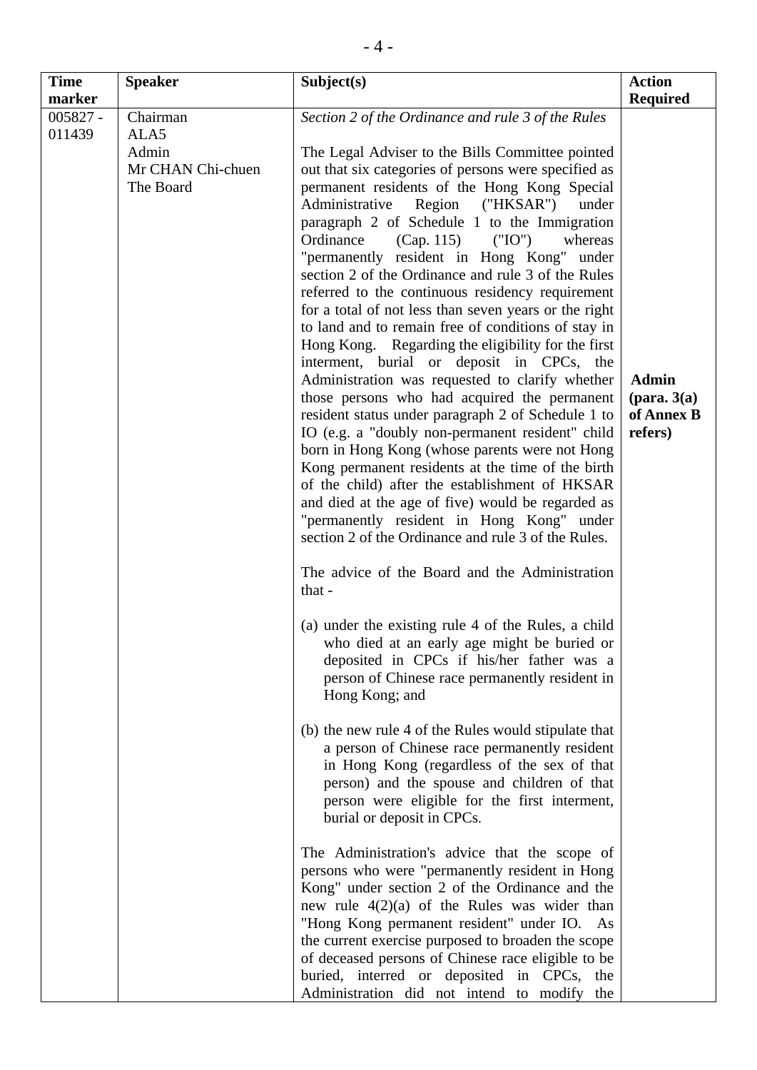| Time marker | Speaker | Subject(s) | Action Required |
|---|---|---|---|
| 005827 - 011439 | Chairman<br>ALA5<br>Admin<br>Mr CHAN Chi-chuen<br>The Board | *Section 2 of the Ordinance and rule 3 of the Rules*<br><br>The Legal Adviser to the Bills Committee pointed out that six categories of persons were specified as permanent residents of the Hong Kong Special Administrative Region ("HKSAR") under paragraph 2 of Schedule 1 to the Immigration Ordinance (Cap. 115) ("IO") whereas "permanently resident in Hong Kong" under section 2 of the Ordinance and rule 3 of the Rules referred to the continuous residency requirement for a total of not less than seven years or the right to land and to remain free of conditions of stay in Hong Kong. Regarding the eligibility for the first interment, burial or deposit in CPCs, the Administration was requested to clarify whether those persons who had acquired the permanent resident status under paragraph 2 of Schedule 1 to IO (e.g. a "doubly non-permanent resident" child born in Hong Kong (whose parents were not Hong Kong permanent residents at the time of the birth of the child) after the establishment of HKSAR and died at the age of five) would be regarded as "permanently resident in Hong Kong" under section 2 of the Ordinance and rule 3 of the Rules.<br><br>The advice of the Board and the Administration that -<br><br>(a) under the existing rule 4 of the Rules, a child who died at an early age might be buried or deposited in CPCs if his/her father was a person of Chinese race permanently resident in Hong Kong; and<br><br>(b) the new rule 4 of the Rules would stipulate that a person of Chinese race permanently resident in Hong Kong (regardless of the sex of that person) and the spouse and children of that person were eligible for the first interment, burial or deposit in CPCs.<br><br>The Administration's advice that the scope of persons who were "permanently resident in Hong Kong" under section 2 of the Ordinance and the new rule 4(2)(a) of the Rules was wider than "Hong Kong permanent resident" under IO. As the current exercise purposed to broaden the scope of deceased persons of Chinese race eligible to be buried, interred or deposited in CPCs, the Administration did not intend to modify the | **Admin (para. 3(a) of Annex B refers)** |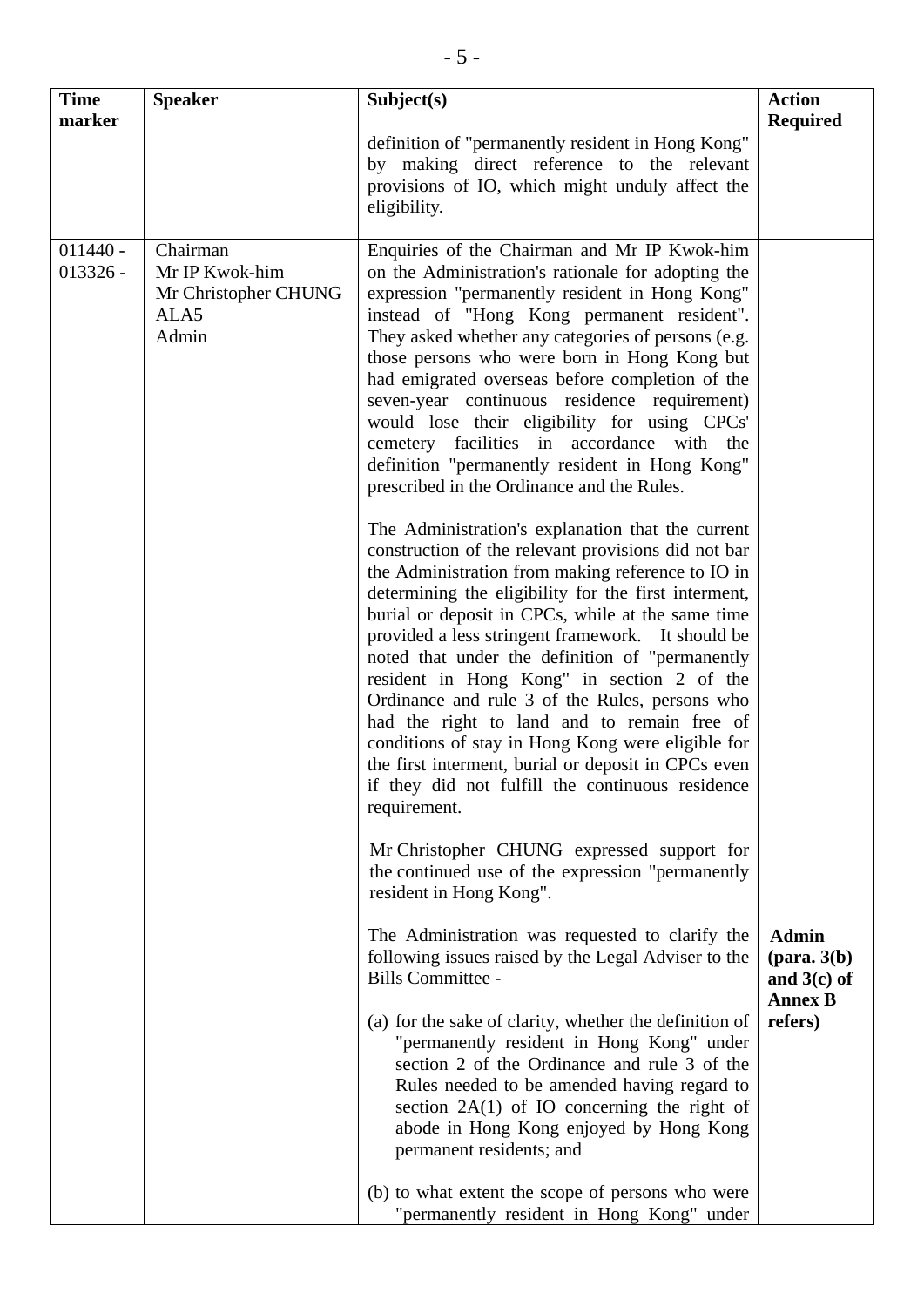| Time marker | Speaker | Subject(s) | Action Required |
|---|---|---|---|
| | | definition of "permanently resident in Hong Kong" by making direct reference to the relevant provisions of IO, which might unduly affect the eligibility. | |
| 011440 - 013326 - | Chairman<br>Mr IP Kwok-him<br>Mr Christopher CHUNG<br>ALA5<br>Admin | Enquiries of the Chairman and Mr IP Kwok-him on the Administration's rationale for adopting the expression "permanently resident in Hong Kong" instead of "Hong Kong permanent resident". They asked whether any categories of persons (e.g. those persons who were born in Hong Kong but had emigrated overseas before completion of the seven-year continuous residence requirement) would lose their eligibility for using CPCs' cemetery facilities in accordance with the definition "permanently resident in Hong Kong" prescribed in the Ordinance and the Rules.<br><br>The Administration's explanation that the current construction of the relevant provisions did not bar the Administration from making reference to IO in determining the eligibility for the first interment, burial or deposit in CPCs, while at the same time provided a less stringent framework. It should be noted that under the definition of "permanently resident in Hong Kong" in section 2 of the Ordinance and rule 3 of the Rules, persons who had the right to land and to remain free of conditions of stay in Hong Kong were eligible for the first interment, burial or deposit in CPCs even if they did not fulfill the continuous residence requirement.<br><br>Mr Christopher CHUNG expressed support for the continued use of the expression "permanently resident in Hong Kong".<br><br>The Administration was requested to clarify the following issues raised by the Legal Adviser to the Bills Committee -<br><br>(a) for the sake of clarity, whether the definition of "permanently resident in Hong Kong" under section 2 of the Ordinance and rule 3 of the Rules needed to be amended having regard to section 2A(1) of IO concerning the right of abode in Hong Kong enjoyed by Hong Kong permanent residents; and<br><br>(b) to what extent the scope of persons who were "permanently resident in Hong Kong" under | **Admin (para. 3(b) and 3(c) of Annex B refers)** |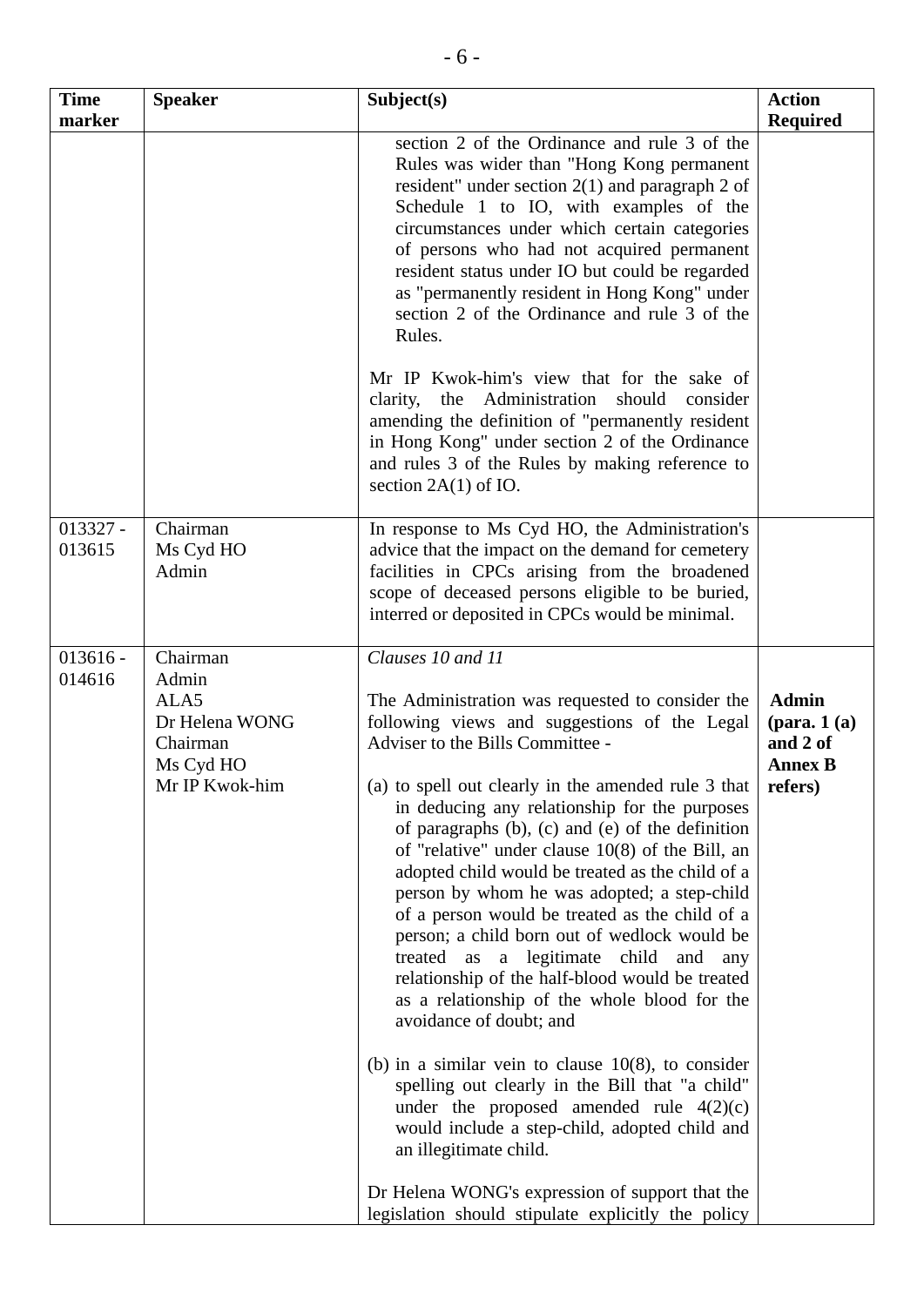| Time marker | Speaker | Subject(s) | Action Required |
|---|---|---|---|
| | | section 2 of the Ordinance and rule 3 of the Rules was wider than "Hong Kong permanent resident" under section 2(1) and paragraph 2 of Schedule 1 to IO, with examples of the circumstances under which certain categories of persons who had not acquired permanent resident status under IO but could be regarded as "permanently resident in Hong Kong" under section 2 of the Ordinance and rule 3 of the Rules.<br><br>Mr IP Kwok-him's view that for the sake of clarity, the Administration should consider amending the definition of "permanently resident in Hong Kong" under section 2 of the Ordinance and rules 3 of the Rules by making reference to section 2A(1) of IO. | |
| 013327 - 013615 | Chairman<br>Ms Cyd HO<br>Admin | In response to Ms Cyd HO, the Administration's advice that the impact on the demand for cemetery facilities in CPCs arising from the broadened scope of deceased persons eligible to be buried, interred or deposited in CPCs would be minimal. | |
| 013616 - 014616 | Chairman<br>Admin<br>ALA5<br>Dr Helena WONG<br>Chairman<br>Ms Cyd HO<br>Mr IP Kwok-him | *Clauses 10 and 11*<br><br>The Administration was requested to consider the following views and suggestions of the Legal Adviser to the Bills Committee -<br><br>(a) to spell out clearly in the amended rule 3 that in deducing any relationship for the purposes of paragraphs (b), (c) and (e) of the definition of "relative" under clause 10(8) of the Bill, an adopted child would be treated as the child of a person by whom he was adopted; a step-child of a person would be treated as the child of a person; a child born out of wedlock would be treated as a legitimate child and any relationship of the half-blood would be treated as a relationship of the whole blood for the avoidance of doubt; and<br><br>(b) in a similar vein to clause 10(8), to consider spelling out clearly in the Bill that "a child" under the proposed amended rule 4(2)(c) would include a step-child, adopted child and an illegitimate child.<br><br>Dr Helena WONG's expression of support that the legislation should stipulate explicitly the policy | **Admin (para. 1 (a) and 2 of Annex B refers)** |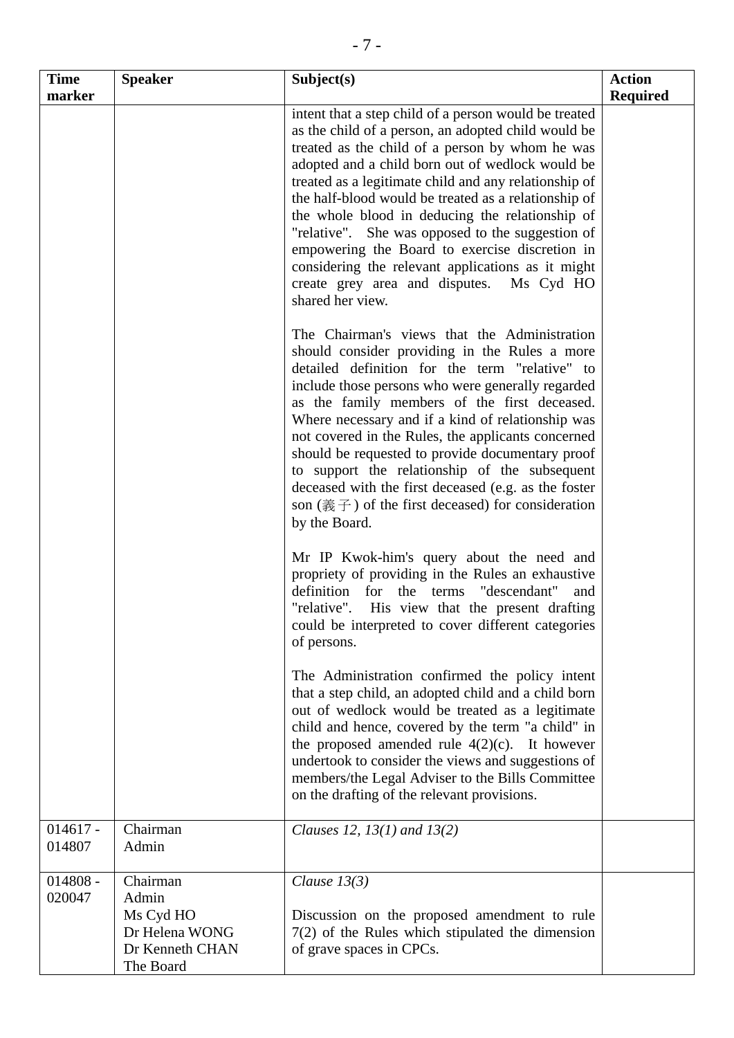| Time marker | Speaker | Subject(s) | Action Required |
|---|---|---|---|
| | | intent that a step child of a person would be treated as the child of a person, an adopted child would be treated as the child of a person by whom he was adopted and a child born out of wedlock would be treated as a legitimate child and any relationship of the half-blood would be treated as a relationship of the whole blood in deducing the relationship of "relative". She was opposed to the suggestion of empowering the Board to exercise discretion in considering the relevant applications as it might create grey area and disputes. Ms Cyd HO shared her view.<br><br>The Chairman's views that the Administration should consider providing in the Rules a more detailed definition for the term "relative" to include those persons who were generally regarded as the family members of the first deceased. Where necessary and if a kind of relationship was not covered in the Rules, the applicants concerned should be requested to provide documentary proof to support the relationship of the subsequent deceased with the first deceased (e.g. as the foster son (義子) of the first deceased) for consideration by the Board.<br><br>Mr IP Kwok-him's query about the need and propriety of providing in the Rules an exhaustive definition for the terms "descendant" and "relative". His view that the present drafting could be interpreted to cover different categories of persons.<br><br>The Administration confirmed the policy intent that a step child, an adopted child and a child born out of wedlock would be treated as a legitimate child and hence, covered by the term "a child" in the proposed amended rule 4(2)(c). It however undertook to consider the views and suggestions of members/the Legal Adviser to the Bills Committee on the drafting of the relevant provisions. | |
| 014617 - 014807 | Chairman<br>Admin | *Clauses 12, 13(1) and 13(2)* | |
| 014808 - 020047 | Chairman<br>Admin<br>Ms Cyd HO<br>Dr Helena WONG<br>Dr Kenneth CHAN<br>The Board | *Clause 13(3)*<br><br>Discussion on the proposed amendment to rule 7(2) of the Rules which stipulated the dimension of grave spaces in CPCs. | |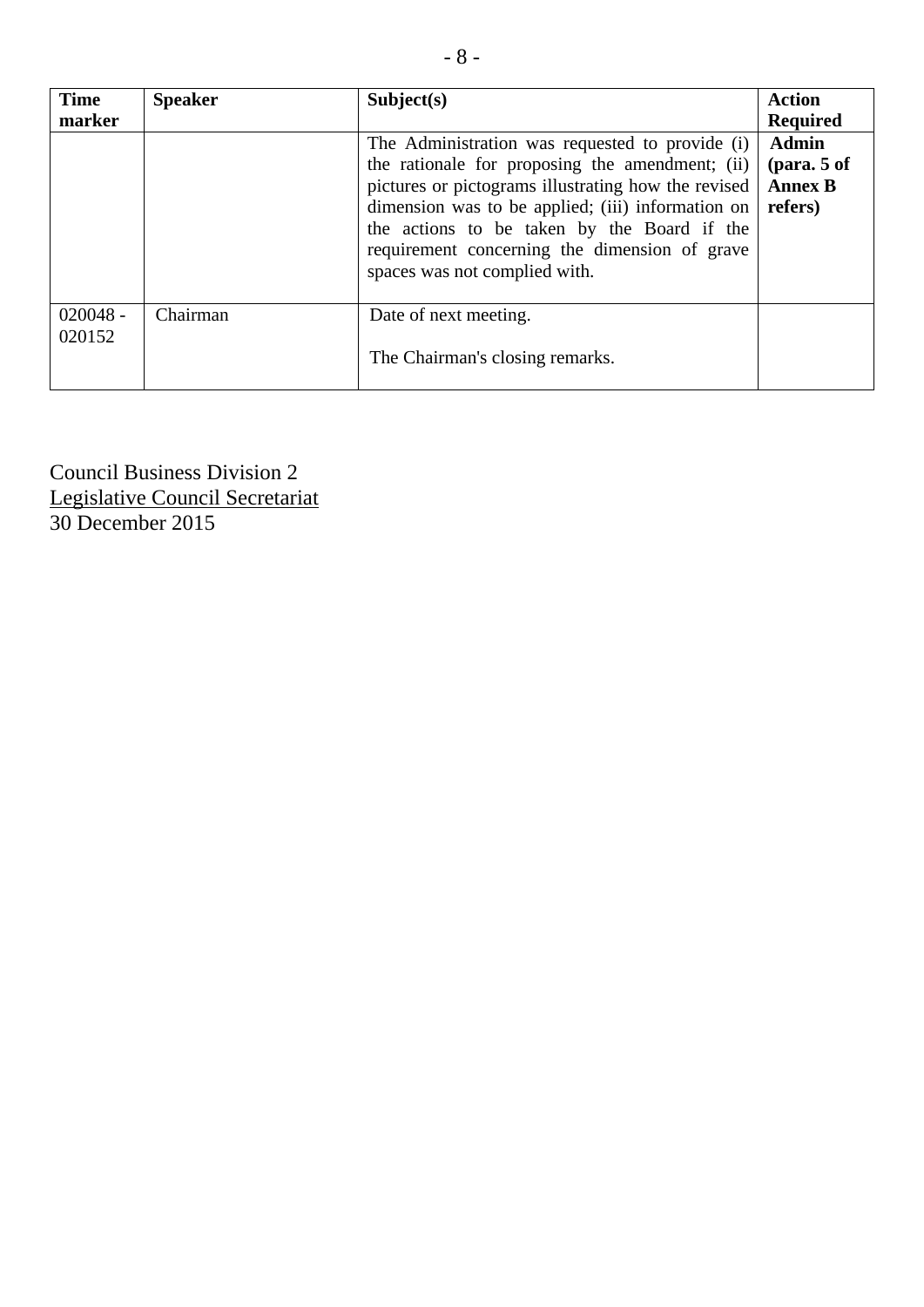| Time marker | Speaker | Subject(s) | Action Required |
|---|---|---|---|
| | | The Administration was requested to provide (i) the rationale for proposing the amendment; (ii) pictures or pictograms illustrating how the revised dimension was to be applied; (iii) information on the actions to be taken by the Board if the requirement concerning the dimension of grave spaces was not complied with. | **Admin (para. 5 of Annex B refers)** |
| 020048 - 020152 | Chairman | Date of next meeting.<br><br>The Chairman's closing remarks. | |

Council Business Division 2
Legislative Council Secretariat
30 December 2015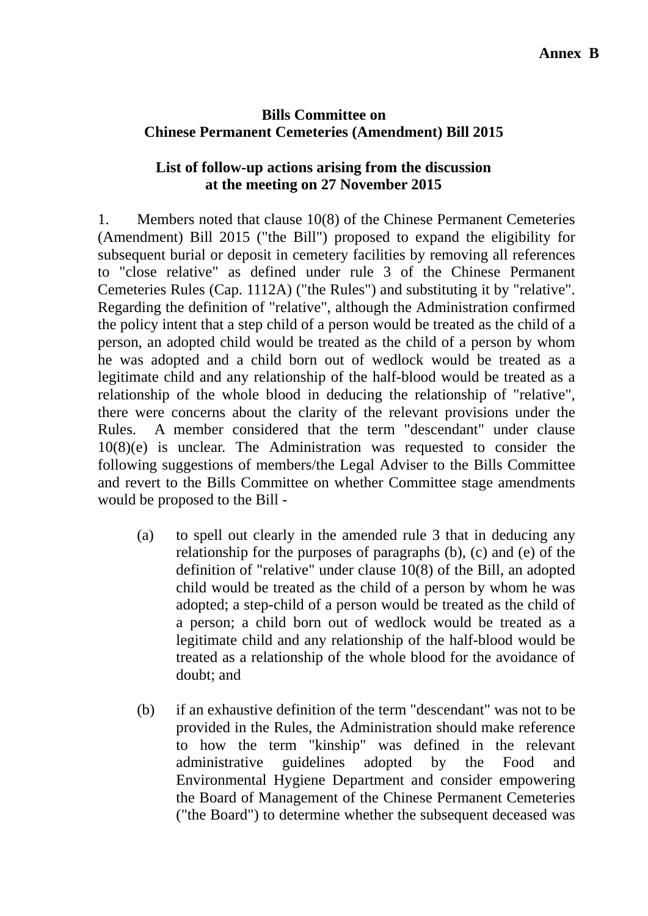**Annex B**

**Bills Committee on**
**Chinese Permanent Cemeteries (Amendment) Bill 2015**

**List of follow-up actions arising from the discussion at the meeting on 27 November 2015**

1. Members noted that clause 10(8) of the Chinese Permanent Cemeteries (Amendment) Bill 2015 ("the Bill") proposed to expand the eligibility for subsequent burial or deposit in cemetery facilities by removing all references to "close relative" as defined under rule 3 of the Chinese Permanent Cemeteries Rules (Cap. 1112A) ("the Rules") and substituting it by "relative". Regarding the definition of "relative", although the Administration confirmed the policy intent that a step child of a person would be treated as the child of a person, an adopted child would be treated as the child of a person by whom he was adopted and a child born out of wedlock would be treated as a legitimate child and any relationship of the half-blood would be treated as a relationship of the whole blood in deducing the relationship of "relative", there were concerns about the clarity of the relevant provisions under the Rules. A member considered that the term "descendant" under clause 10(8)(e) is unclear. The Administration was requested to consider the following suggestions of members/the Legal Adviser to the Bills Committee and revert to the Bills Committee on whether Committee stage amendments would be proposed to the Bill -

   (a) to spell out clearly in the amended rule 3 that in deducing any relationship for the purposes of paragraphs (b), (c) and (e) of the definition of "relative" under clause 10(8) of the Bill, an adopted child would be treated as the child of a person by whom he was adopted; a step-child of a person would be treated as the child of a person; a child born out of wedlock would be treated as a legitimate child and any relationship of the half-blood would be treated as a relationship of the whole blood for the avoidance of doubt; and

   (b) if an exhaustive definition of the term "descendant" was not to be provided in the Rules, the Administration should make reference to how the term "kinship" was defined in the relevant administrative guidelines adopted by the Food and Environmental Hygiene Department and consider empowering the Board of Management of the Chinese Permanent Cemeteries ("the Board") to determine whether the subsequent deceased was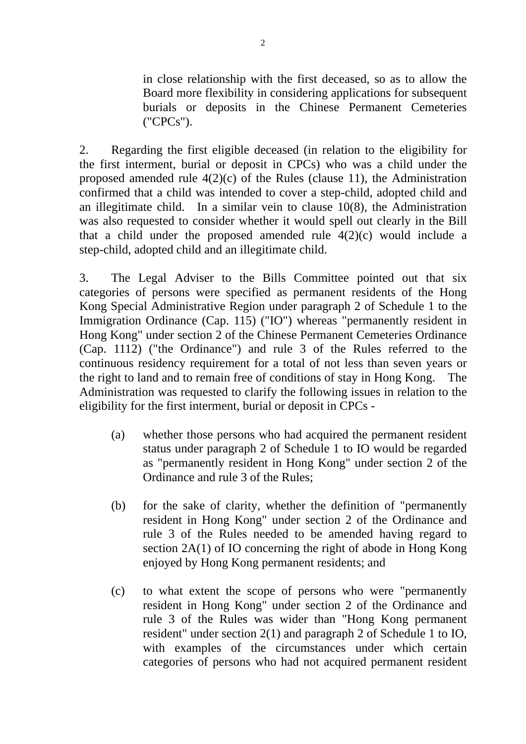in close relationship with the first deceased, so as to allow the Board more flexibility in considering applications for subsequent burials or deposits in the Chinese Permanent Cemeteries ("CPCs").

2. Regarding the first eligible deceased (in relation to the eligibility for the first interment, burial or deposit in CPCs) who was a child under the proposed amended rule 4(2)(c) of the Rules (clause 11), the Administration confirmed that a child was intended to cover a step-child, adopted child and an illegitimate child. In a similar vein to clause 10(8), the Administration was also requested to consider whether it would spell out clearly in the Bill that a child under the proposed amended rule 4(2)(c) would include a step-child, adopted child and an illegitimate child.

3. The Legal Adviser to the Bills Committee pointed out that six categories of persons were specified as permanent residents of the Hong Kong Special Administrative Region under paragraph 2 of Schedule 1 to the Immigration Ordinance (Cap. 115) ("IO") whereas "permanently resident in Hong Kong" under section 2 of the Chinese Permanent Cemeteries Ordinance (Cap. 1112) ("the Ordinance") and rule 3 of the Rules referred to the continuous residency requirement for a total of not less than seven years or the right to land and to remain free of conditions of stay in Hong Kong. The Administration was requested to clarify the following issues in relation to the eligibility for the first interment, burial or deposit in CPCs -

(a) whether those persons who had acquired the permanent resident status under paragraph 2 of Schedule 1 to IO would be regarded as "permanently resident in Hong Kong" under section 2 of the Ordinance and rule 3 of the Rules;

(b) for the sake of clarity, whether the definition of "permanently resident in Hong Kong" under section 2 of the Ordinance and rule 3 of the Rules needed to be amended having regard to section 2A(1) of IO concerning the right of abode in Hong Kong enjoyed by Hong Kong permanent residents; and

(c) to what extent the scope of persons who were "permanently resident in Hong Kong" under section 2 of the Ordinance and rule 3 of the Rules was wider than "Hong Kong permanent resident" under section 2(1) and paragraph 2 of Schedule 1 to IO, with examples of the circumstances under which certain categories of persons who had not acquired permanent resident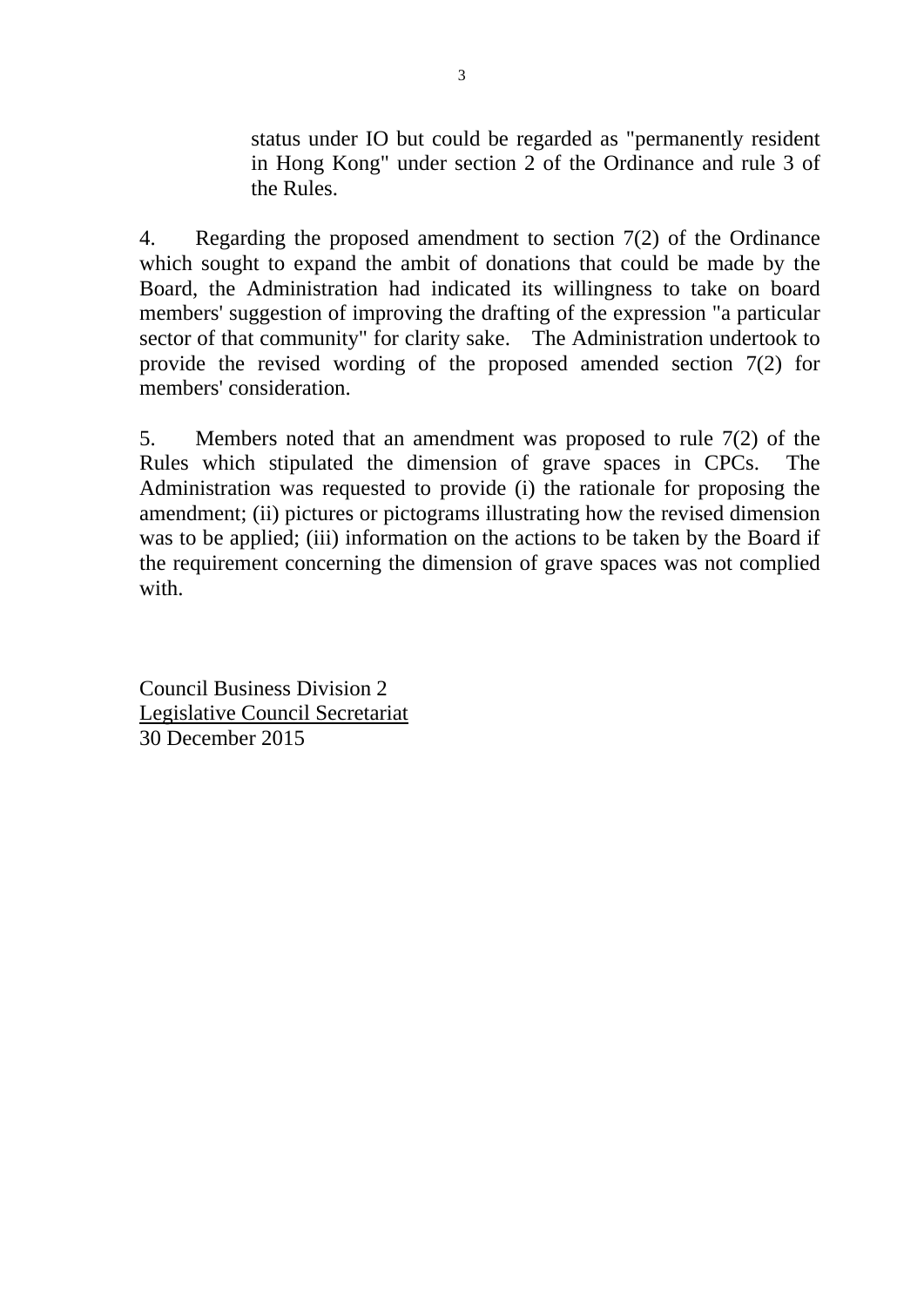status under IO but could be regarded as "permanently resident in Hong Kong" under section 2 of the Ordinance and rule 3 of the Rules.

4. Regarding the proposed amendment to section 7(2) of the Ordinance which sought to expand the ambit of donations that could be made by the Board, the Administration had indicated its willingness to take on board members' suggestion of improving the drafting of the expression "a particular sector of that community" for clarity sake. The Administration undertook to provide the revised wording of the proposed amended section 7(2) for members' consideration.

5. Members noted that an amendment was proposed to rule 7(2) of the Rules which stipulated the dimension of grave spaces in CPCs. The Administration was requested to provide (i) the rationale for proposing the amendment; (ii) pictures or pictograms illustrating how the revised dimension was to be applied; (iii) information on the actions to be taken by the Board if the requirement concerning the dimension of grave spaces was not complied with.

Council Business Division 2
Legislative Council Secretariat
30 December 2015